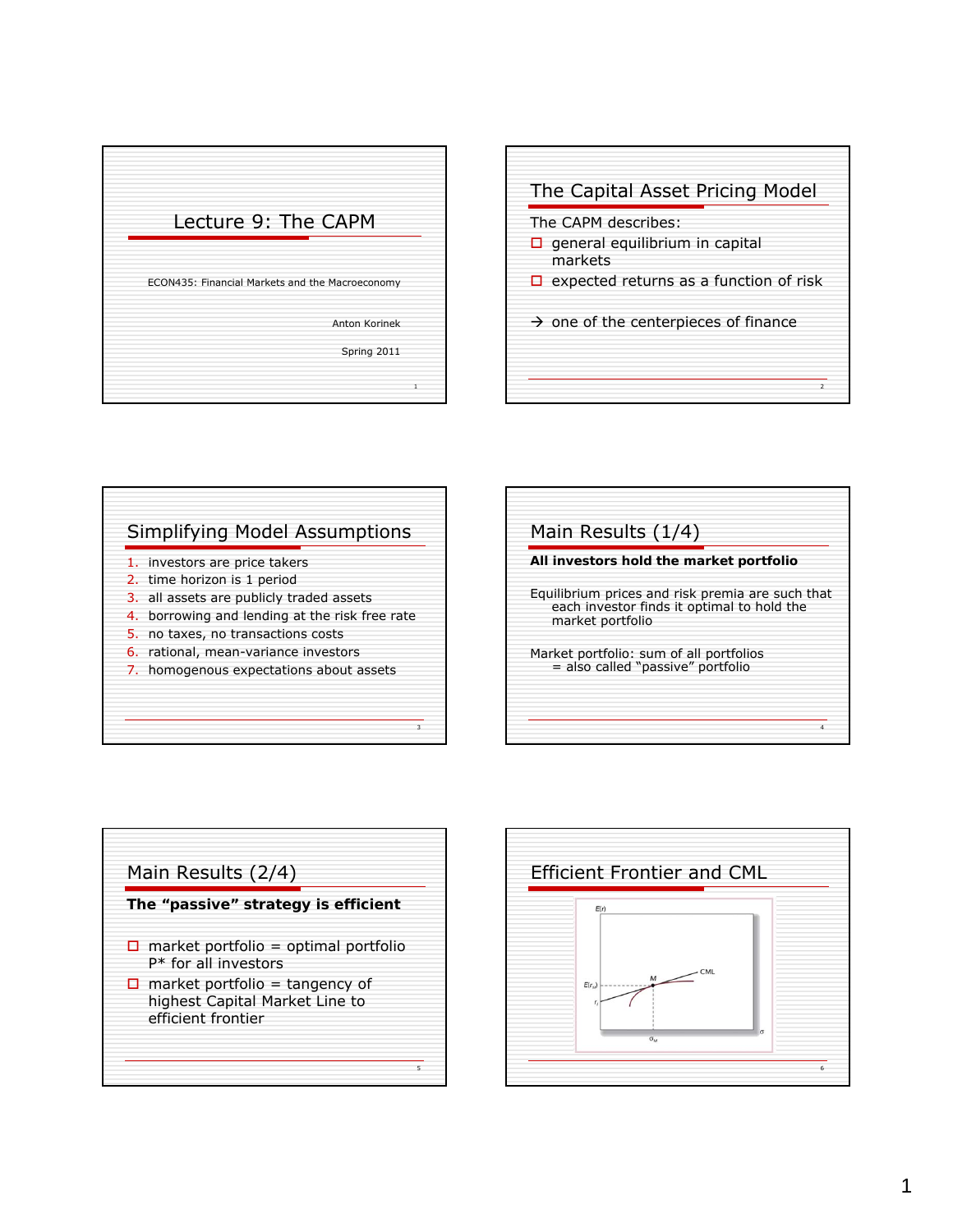# Lecture 9: The CAPM

ECON435: Financial Markets and the Macroeconomy

Anton Korinek

Spring 2011

## The Capital Asset Pricing Model

The CAPM describes:

- general equilibrium in capital markets
- expected returns as a function of risk

→ one of the centerpieces of finance

## Simplifying Model Assumptions

1. investors are price takers
2. time horizon is 1 period
3. all assets are publicly traded assets
4. borrowing and lending at the risk free rate
5. no taxes, no transactions costs
6. rational, mean-variance investors
7. homogenous expectations about assets

## Main Results (1/4)

**All investors hold the market portfolio**

Equilibrium prices and risk premia are such that each investor finds it optimal to hold the market portfolio

Market portfolio: sum of all portfolios
= also called "passive" portfolio

## Main Results (2/4)

**The "passive" strategy is efficient**

- market portfolio = optimal portfolio P* for all investors
- market portfolio = tangency of highest Capital Market Line to efficient frontier

## Efficient Frontier and CML

$E(r)$, CML, M, $E(r_M)$, $r_f$, $\sigma_M$, $\sigma$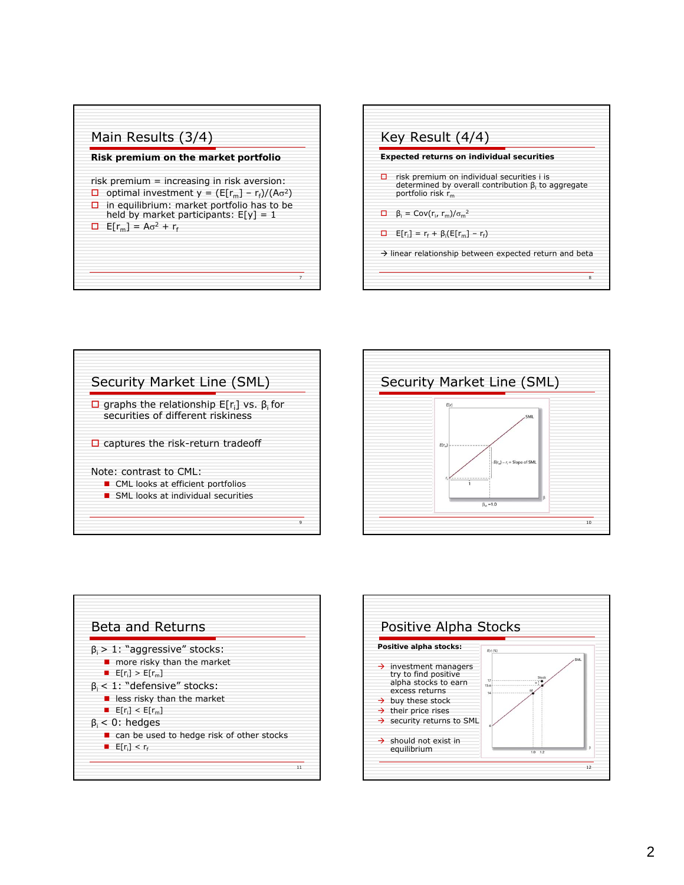## Main Results (3/4)

**Risk premium on the market portfolio**

risk premium = increasing in risk aversion:

- optimal investment $y = (E[r_m] - r_f)/(A\sigma^2)$
- in equilibrium: market portfolio has to be held by market participants: $E[y] = 1$
- $E[r_m] = A\sigma^2 + r_f$

## Key Result (4/4)

**Expected returns on individual securities**

- risk premium on individual securities i is determined by overall contribution $\beta_i$ to aggregate portfolio risk $r_m$
- $\beta_i = Cov(r_i, r_m)/\sigma_m^2$
- $E[r_i] = r_f + \beta_i(E[r_m] - r_f)$

→ linear relationship between expected return and beta

## Security Market Line (SML)

- graphs the relationship $E[r_i]$ vs. $\beta_i$ for securities of different riskiness
- captures the risk-return tradeoff

Note: contrast to CML:

- CML looks at efficient portfolios
- SML looks at individual securities

## Security Market Line (SML)

$E(r)$, $E(r_M)$, $r_f$, SML, $E(r_M) - r_f$ = Slope of SML, 1, $\beta_M = 1.0$, $\beta$

## Beta and Returns

$\beta_i > 1$: “aggressive” stocks:

- more risky than the market
- $E[r_i] > E[r_m]$

$\beta_i < 1$: “defensive” stocks:

- less risky than the market
- $E[r_i] < E[r_m]$

$\beta_i < 0$: hedges

- can be used to hedge risk of other stocks
- $E[r_i] < r_f$

## Positive Alpha Stocks

**Positive alpha stocks:**

- → investment managers try to find positive alpha stocks to earn excess returns
- → buy these stock
- → their price rises
- → security returns to SML
- → should not exist in equilibrium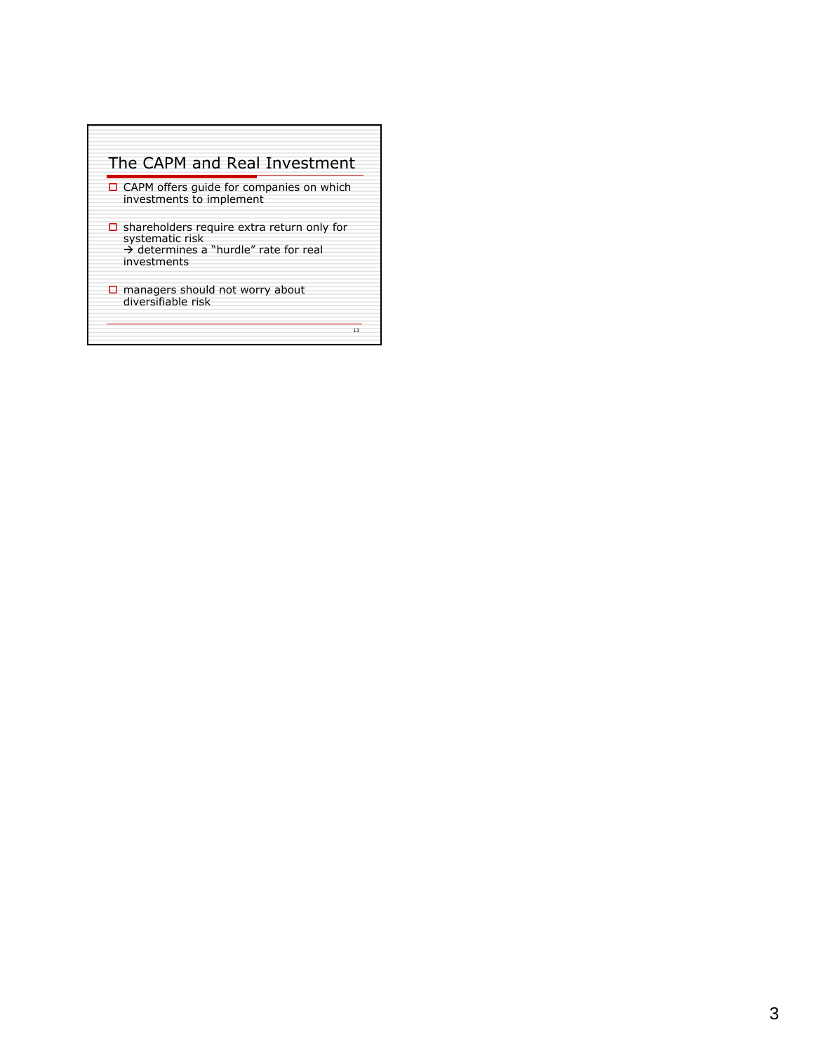## The CAPM and Real Investment

- CAPM offers guide for companies on which investments to implement
- shareholders require extra return only for systematic risk
  → determines a "hurdle" rate for real investments
- managers should not worry about diversifiable risk